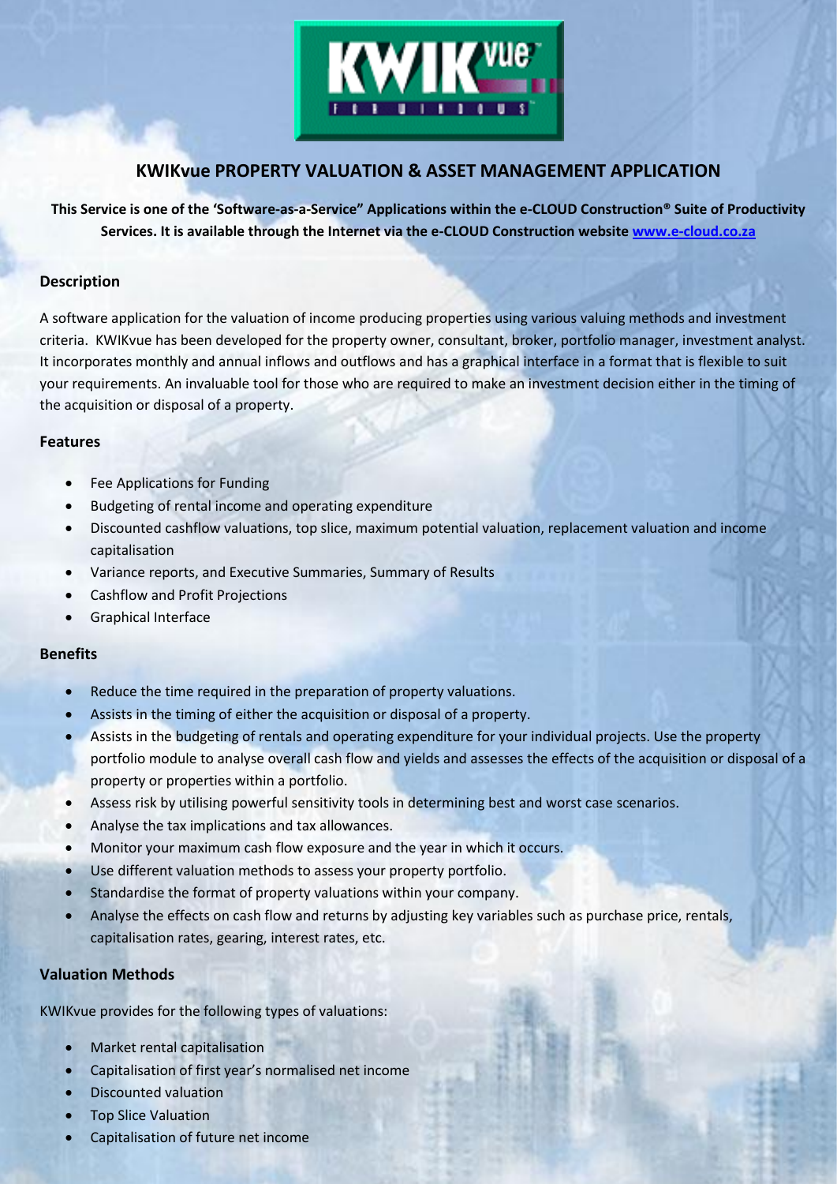# KWIKvue PROPERTY VALUATION & ASSET MANAGEMENT APPLICATION

**This Service is one of the 'Software-as-a-Service" Applications within the e-CLOUD Construction® Suite of Productivity Services. It is available through the Internet via the e-CLOUD Construction website [www.e-cloud.co.za](http://www.e-cloud.co.za)**

## Description

A software application for the valuation of income producing properties using various valuing methods and investment criteria. KWIKvue has been developed for the property owner, consultant, broker, portfolio manager, investment analyst. It incorporates monthly and annual inflows and outflows and has a graphical interface in a format that is flexible to suit your requirements. An invaluable tool for those who are required to make an investment decision either in the timing of the acquisition or disposal of a property.

## Features

- Fee Applications for Funding
- Budgeting of rental income and operating expenditure
- Discounted cashflow valuations, top slice, maximum potential valuation, replacement valuation and income capitalisation
- Variance reports, and Executive Summaries, Summary of Results
- Cashflow and Profit Projections
- Graphical Interface

## Benefits

- Reduce the time required in the preparation of property valuations.
- Assists in the timing of either the acquisition or disposal of a property.
- Assists in the budgeting of rentals and operating expenditure for your individual projects. Use the property portfolio module to analyse overall cash flow and yields and assesses the effects of the acquisition or disposal of a property or properties within a portfolio.
- Assess risk by utilising powerful sensitivity tools in determining best and worst case scenarios.
- Analyse the tax implications and tax allowances.
- Monitor your maximum cash flow exposure and the year in which it occurs.
- Use different valuation methods to assess your property portfolio.
- Standardise the format of property valuations within your company.
- Analyse the effects on cash flow and returns by adjusting key variables such as purchase price, rentals, capitalisation rates, gearing, interest rates, etc.

## Valuation Methods

KWIKvue provides for the following types of valuations:

- Market rental capitalisation
- Capitalisation of first year's normalised net income
- Discounted valuation
- Top Slice Valuation
- Capitalisation of future net income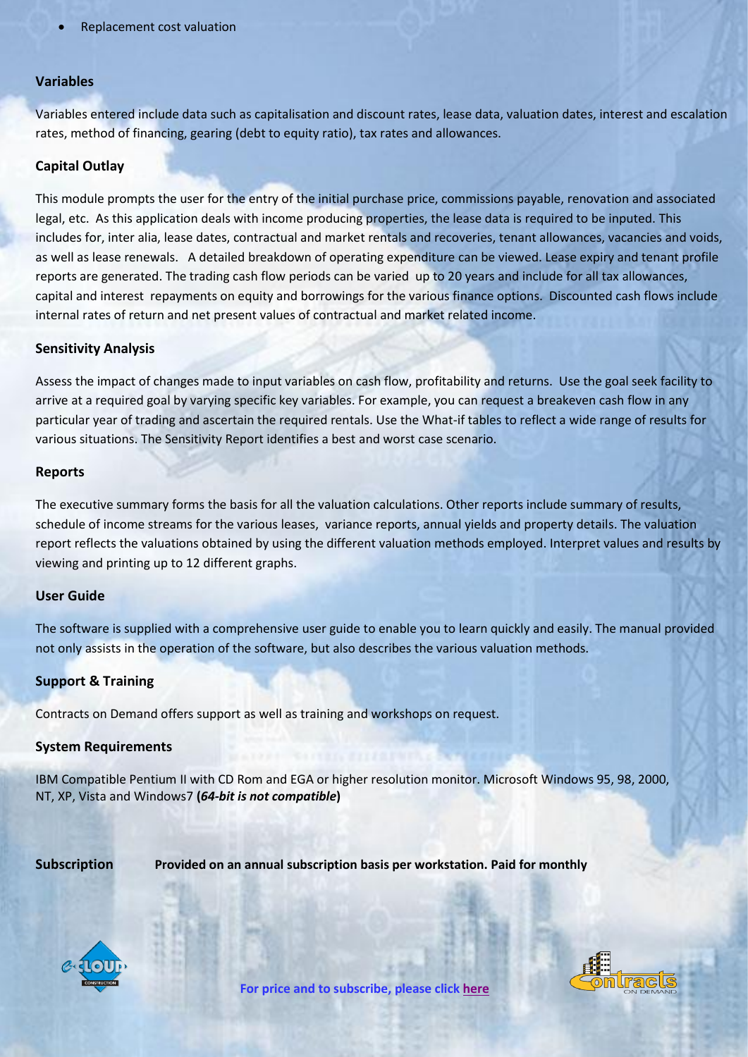- Replacement cost valuation

## Variables

Variables entered include data such as capitalisation and discount rates, lease data, valuation dates, interest and escalation rates, method of financing, gearing (debt to equity ratio), tax rates and allowances.

## Capital Outlay

This module prompts the user for the entry of the initial purchase price, commissions payable, renovation and associated legal, etc. As this application deals with income producing properties, the lease data is required to be inputed. This includes for, inter alia, lease dates, contractual and market rentals and recoveries, tenant allowances, vacancies and voids, as well as lease renewals. A detailed breakdown of operating expenditure can be viewed. Lease expiry and tenant profile reports are generated. The trading cash flow periods can be varied up to 20 years and include for all tax allowances, capital and interest repayments on equity and borrowings for the various finance options. Discounted cash flows include internal rates of return and net present values of contractual and market related income.

## Sensitivity Analysis

Assess the impact of changes made to input variables on cash flow, profitability and returns. Use the goal seek facility to arrive at a required goal by varying specific key variables. For example, you can request a breakeven cash flow in any particular year of trading and ascertain the required rentals. Use the What-if tables to reflect a wide range of results for various situations. The Sensitivity Report identifies a best and worst case scenario.

## Reports

The executive summary forms the basis for all the valuation calculations. Other reports include summary of results, schedule of income streams for the various leases, variance reports, annual yields and property details. The valuation report reflects the valuations obtained by using the different valuation methods employed. Interpret values and results by viewing and printing up to 12 different graphs.

## User Guide

The software is supplied with a comprehensive user guide to enable you to learn quickly and easily. The manual provided not only assists in the operation of the software, but also describes the various valuation methods.

## Support & Training

Contracts on Demand offers support as well as training and workshops on request.

## System Requirements

IBM Compatible Pentium II with CD Rom and EGA or higher resolution monitor. Microsoft Windows 95, 98, 2000, NT, XP, Vista and Windows7 (***64-bit is not compatible***)

**Subscription** **Provided on an annual subscription basis per workstation. Paid for monthly**

**For price and to subscribe, please click here**